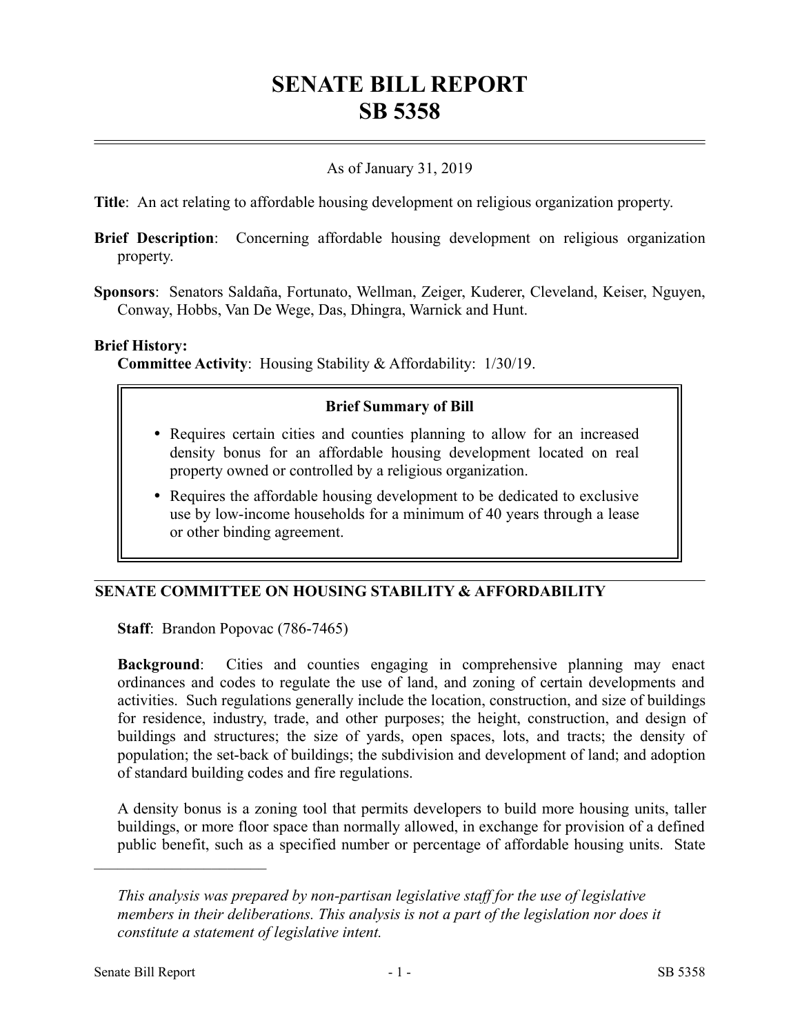# SENATE BILL REPORT
# SB 5358

As of January 31, 2019

**Title**: An act relating to affordable housing development on religious organization property.

**Brief Description**: Concerning affordable housing development on religious organization property.

**Sponsors**: Senators Saldaña, Fortunato, Wellman, Zeiger, Kuderer, Cleveland, Keiser, Nguyen, Conway, Hobbs, Van De Wege, Das, Dhingra, Warnick and Hunt.

**Brief History:**

**Committee Activity**: Housing Stability & Affordability: 1/30/19.

> **Brief Summary of Bill**
>
> - Requires certain cities and counties planning to allow for an increased density bonus for an affordable housing development located on real property owned or controlled by a religious organization.
> - Requires the affordable housing development to be dedicated to exclusive use by low-income households for a minimum of 40 years through a lease or other binding agreement.

## SENATE COMMITTEE ON HOUSING STABILITY & AFFORDABILITY

**Staff**: Brandon Popovac (786-7465)

**Background**: Cities and counties engaging in comprehensive planning may enact ordinances and codes to regulate the use of land, and zoning of certain developments and activities. Such regulations generally include the location, construction, and size of buildings for residence, industry, trade, and other purposes; the height, construction, and design of buildings and structures; the size of yards, open spaces, lots, and tracts; the density of population; the set-back of buildings; the subdivision and development of land; and adoption of standard building codes and fire regulations.

A density bonus is a zoning tool that permits developers to build more housing units, taller buildings, or more floor space than normally allowed, in exchange for provision of a defined public benefit, such as a specified number or percentage of affordable housing units. State

---

*This analysis was prepared by non-partisan legislative staff for the use of legislative members in their deliberations. This analysis is not a part of the legislation nor does it constitute a statement of legislative intent.*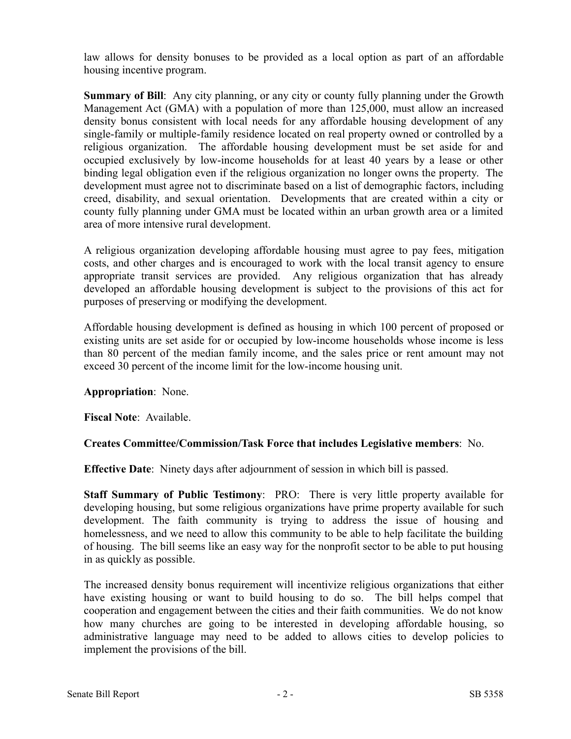law allows for density bonuses to be provided as a local option as part of an affordable housing incentive program.

**Summary of Bill**: Any city planning, or any city or county fully planning under the Growth Management Act (GMA) with a population of more than 125,000, must allow an increased density bonus consistent with local needs for any affordable housing development of any single-family or multiple-family residence located on real property owned or controlled by a religious organization. The affordable housing development must be set aside for and occupied exclusively by low-income households for at least 40 years by a lease or other binding legal obligation even if the religious organization no longer owns the property. The development must agree not to discriminate based on a list of demographic factors, including creed, disability, and sexual orientation. Developments that are created within a city or county fully planning under GMA must be located within an urban growth area or a limited area of more intensive rural development.

A religious organization developing affordable housing must agree to pay fees, mitigation costs, and other charges and is encouraged to work with the local transit agency to ensure appropriate transit services are provided. Any religious organization that has already developed an affordable housing development is subject to the provisions of this act for purposes of preserving or modifying the development.

Affordable housing development is defined as housing in which 100 percent of proposed or existing units are set aside for or occupied by low-income households whose income is less than 80 percent of the median family income, and the sales price or rent amount may not exceed 30 percent of the income limit for the low-income housing unit.

**Appropriation**: None.

**Fiscal Note**: Available.

**Creates Committee/Commission/Task Force that includes Legislative members**: No.

**Effective Date**: Ninety days after adjournment of session in which bill is passed.

**Staff Summary of Public Testimony**: PRO: There is very little property available for developing housing, but some religious organizations have prime property available for such development. The faith community is trying to address the issue of housing and homelessness, and we need to allow this community to be able to help facilitate the building of housing. The bill seems like an easy way for the nonprofit sector to be able to put housing in as quickly as possible.

The increased density bonus requirement will incentivize religious organizations that either have existing housing or want to build housing to do so. The bill helps compel that cooperation and engagement between the cities and their faith communities. We do not know how many churches are going to be interested in developing affordable housing, so administrative language may need to be added to allows cities to develop policies to implement the provisions of the bill.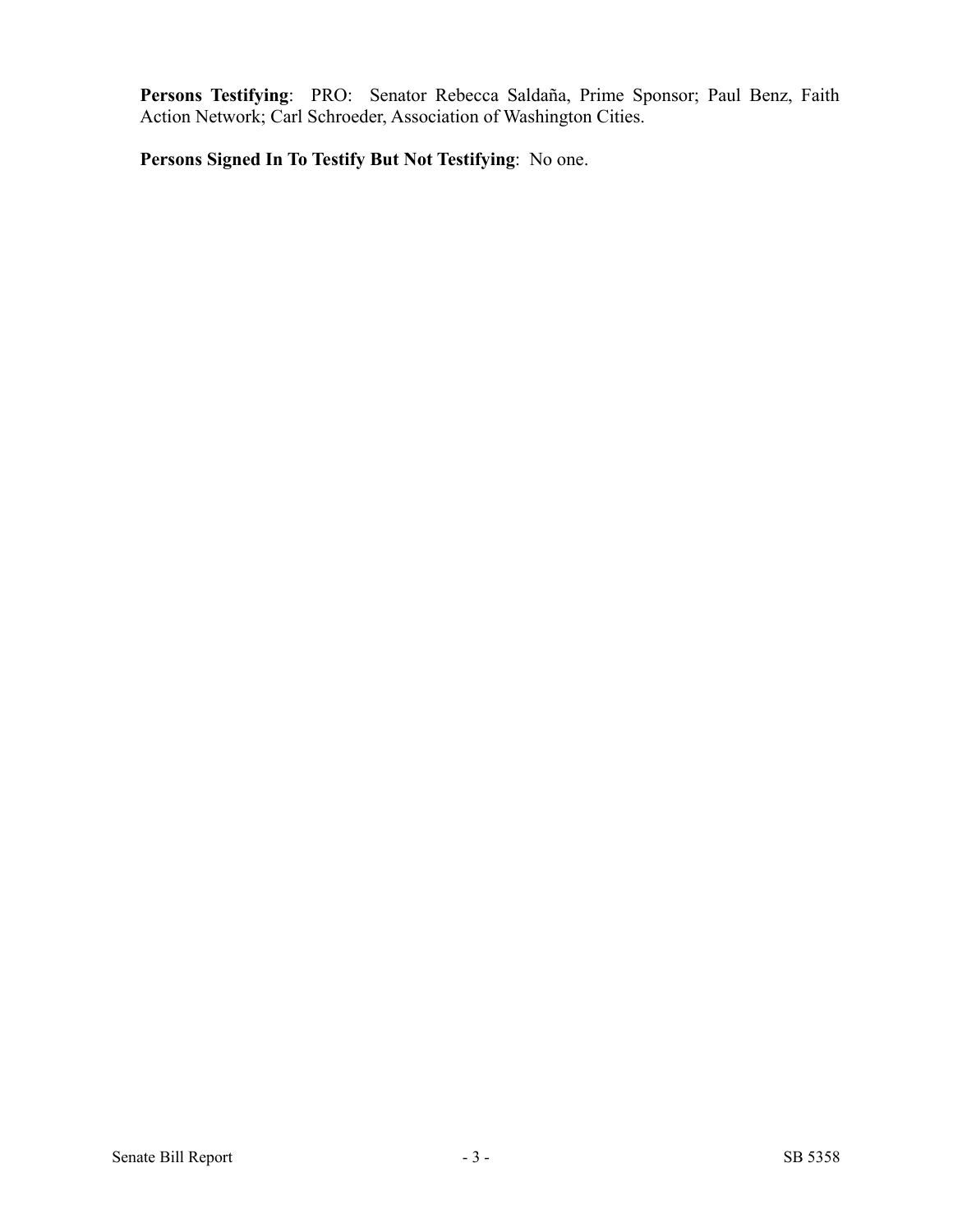**Persons Testifying**: PRO: Senator Rebecca Saldaña, Prime Sponsor; Paul Benz, Faith Action Network; Carl Schroeder, Association of Washington Cities.

**Persons Signed In To Testify But Not Testifying**: No one.